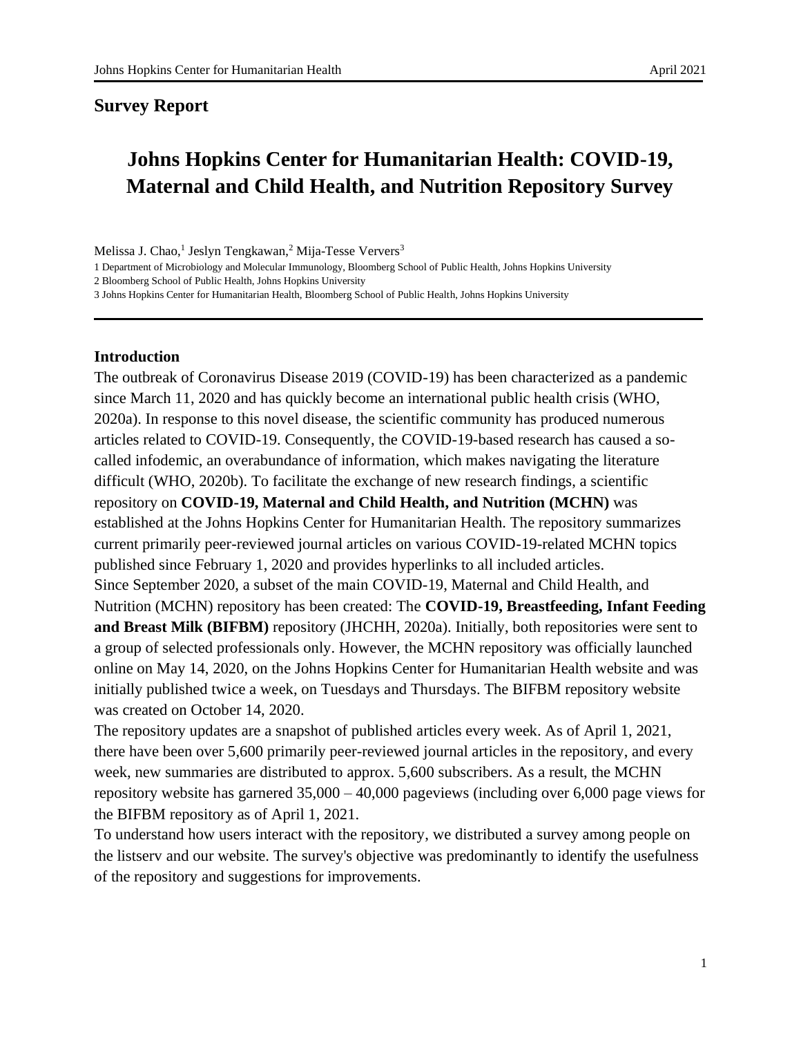**Survey Report**

# Johns Hopkins Center for Humanitarian Health: COVID-19, Maternal and Child Health, and Nutrition Repository Survey

Melissa J. Chao,[1] Jeslyn Tengkawan,[2] Mija-Tesse Ververs[3]

1 Department of Microbiology and Molecular Immunology, Bloomberg School of Public Health, Johns Hopkins University
2 Bloomberg School of Public Health, Johns Hopkins University
3 Johns Hopkins Center for Humanitarian Health, Bloomberg School of Public Health, Johns Hopkins University

## Introduction

The outbreak of Coronavirus Disease 2019 (COVID-19) has been characterized as a pandemic since March 11, 2020 and has quickly become an international public health crisis (WHO, 2020a). In response to this novel disease, the scientific community has produced numerous articles related to COVID-19. Consequently, the COVID-19-based research has caused a so-called infodemic, an overabundance of information, which makes navigating the literature difficult (WHO, 2020b). To facilitate the exchange of new research findings, a scientific repository on **COVID-19, Maternal and Child Health, and Nutrition (MCHN)** was established at the Johns Hopkins Center for Humanitarian Health. The repository summarizes current primarily peer-reviewed journal articles on various COVID-19-related MCHN topics published since February 1, 2020 and provides hyperlinks to all included articles.

Since September 2020, a subset of the main COVID-19, Maternal and Child Health, and Nutrition (MCHN) repository has been created: The **COVID-19, Breastfeeding, Infant Feeding and Breast Milk (BIFBM)** repository (JHCHH, 2020a). Initially, both repositories were sent to a group of selected professionals only. However, the MCHN repository was officially launched online on May 14, 2020, on the Johns Hopkins Center for Humanitarian Health website and was initially published twice a week, on Tuesdays and Thursdays. The BIFBM repository website was created on October 14, 2020.

The repository updates are a snapshot of published articles every week. As of April 1, 2021, there have been over 5,600 primarily peer-reviewed journal articles in the repository, and every week, new summaries are distributed to approx. 5,600 subscribers. As a result, the MCHN repository website has garnered 35,000 – 40,000 pageviews (including over 6,000 page views for the BIFBM repository as of April 1, 2021.

To understand how users interact with the repository, we distributed a survey among people on the listserv and our website. The survey's objective was predominantly to identify the usefulness of the repository and suggestions for improvements.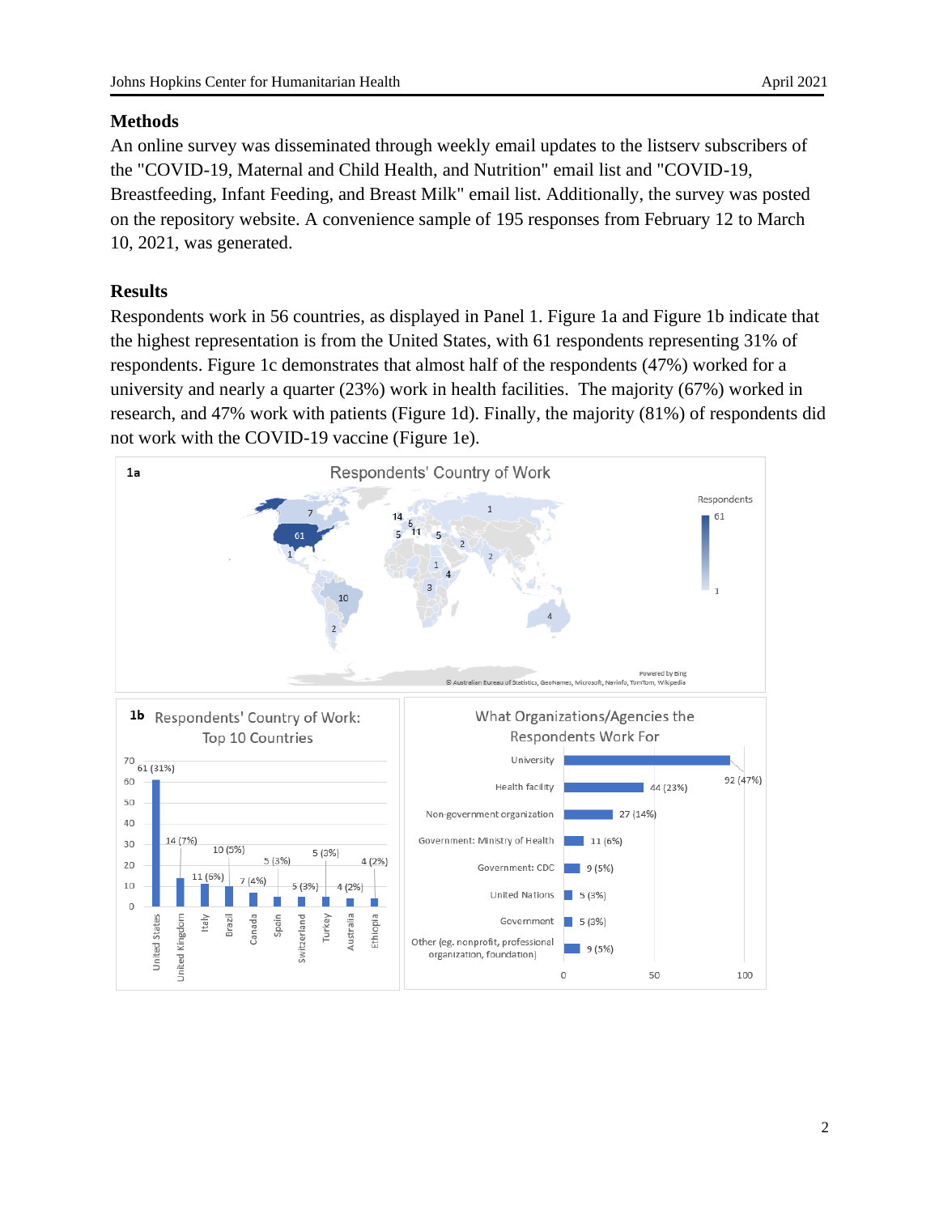## Methods

An online survey was disseminated through weekly email updates to the listserv subscribers of the "COVID-19, Maternal and Child Health, and Nutrition" email list and "COVID-19, Breastfeeding, Infant Feeding, and Breast Milk" email list. Additionally, the survey was posted on the repository website. A convenience sample of 195 responses from February 12 to March 10, 2021, was generated.

## Results

Respondents work in 56 countries, as displayed in Panel 1. Figure 1a and Figure 1b indicate that the highest representation is from the United States, with 61 respondents representing 31% of respondents. Figure 1c demonstrates that almost half of the respondents (47%) worked for a university and nearly a quarter (23%) work in health facilities. The majority (67%) worked in research, and 47% work with patients (Figure 1d). Finally, the majority (81%) of respondents did not work with the COVID-19 vaccine (Figure 1e).

**1a** Respondents' Country of Work

**1b** Respondents' Country of Work: Top 10 Countries

| Country | Respondents |
|---|---|
| United States | 61 (31%) |
| United Kingdom | 14 (7%) |
| Italy | 11 (6%) |
| Brazil | 10 (5%) |
| Canada | 7 (4%) |
| Spain | 5 (3%) |
| Switzerland | 5 (3%) |
| Turkey | 5 (3%) |
| Australia | 4 (2%) |
| Ethiopia | 4 (2%) |

What Organizations/Agencies the Respondents Work For

| Organization | Respondents |
|---|---|
| University | 92 (47%) |
| Health facility | 44 (23%) |
| Non-government organization | 27 (14%) |
| Government: Ministry of Health | 11 (6%) |
| Government: CDC | 9 (5%) |
| United Nations | 5 (3%) |
| Government | 5 (3%) |
| Other (eg. nonprofit, professional organization, foundation) | 9 (5%) |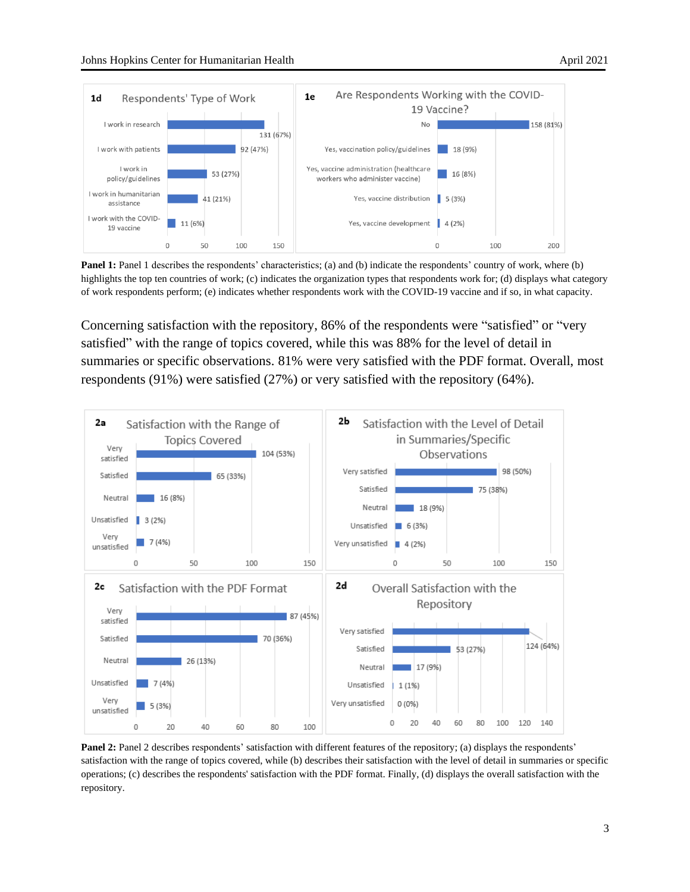**1d Respondents' Type of Work**

| Type of Work | Count (%) |
|---|---|
| I work in research | 131 (67%) |
| I work with patients | 92 (47%) |
| I work in policy/guidelines | 53 (27%) |
| I work in humanitarian assistance | 41 (21%) |
| I work with the COVID-19 vaccine | 11 (6%) |

**1e Are Respondents Working with the COVID-19 Vaccine?**

| Response | Count (%) |
|---|---|
| No | 158 (81%) |
| Yes, vaccination policy/guidelines | 18 (9%) |
| Yes, vaccine administration (healthcare workers who administer vaccine) | 16 (8%) |
| Yes, vaccine distribution | 5 (3%) |
| Yes, vaccine development | 4 (2%) |

**Panel 1:** Panel 1 describes the respondents' characteristics; (a) and (b) indicate the respondents' country of work, where (b) highlights the top ten countries of work; (c) indicates the organization types that respondents work for; (d) displays what category of work respondents perform; (e) indicates whether respondents work with the COVID-19 vaccine and if so, in what capacity.

Concerning satisfaction with the repository, 86% of the respondents were "satisfied" or "very satisfied" with the range of topics covered, while this was 88% for the level of detail in summaries or specific observations. 81% were very satisfied with the PDF format. Overall, most respondents (91%) were satisfied (27%) or very satisfied with the repository (64%).

**2a Satisfaction with the Range of Topics Covered**

| Response | Count (%) |
|---|---|
| Very satisfied | 104 (53%) |
| Satisfied | 65 (33%) |
| Neutral | 16 (8%) |
| Unsatisfied | 3 (2%) |
| Very unsatisfied | 7 (4%) |

**2b Satisfaction with the Level of Detail in Summaries/Specific Observations**

| Response | Count (%) |
|---|---|
| Very satisfied | 98 (50%) |
| Satisfied | 75 (38%) |
| Neutral | 18 (9%) |
| Unsatisfied | 6 (3%) |
| Very unsatisfied | 4 (2%) |

**2c Satisfaction with the PDF Format**

| Response | Count (%) |
|---|---|
| Very satisfied | 87 (45%) |
| Satisfied | 70 (36%) |
| Neutral | 26 (13%) |
| Unsatisfied | 7 (4%) |
| Very unsatisfied | 5 (3%) |

**2d Overall Satisfaction with the Repository**

| Response | Count (%) |
|---|---|
| Very satisfied | 124 (64%) |
| Satisfied | 53 (27%) |
| Neutral | 17 (9%) |
| Unsatisfied | 1 (1%) |
| Very unsatisfied | 0 (0%) |

**Panel 2:** Panel 2 describes respondents' satisfaction with different features of the repository; (a) displays the respondents' satisfaction with the range of topics covered, while (b) describes their satisfaction with the level of detail in summaries or specific operations; (c) describes the respondents' satisfaction with the PDF format. Finally, (d) displays the overall satisfaction with the repository.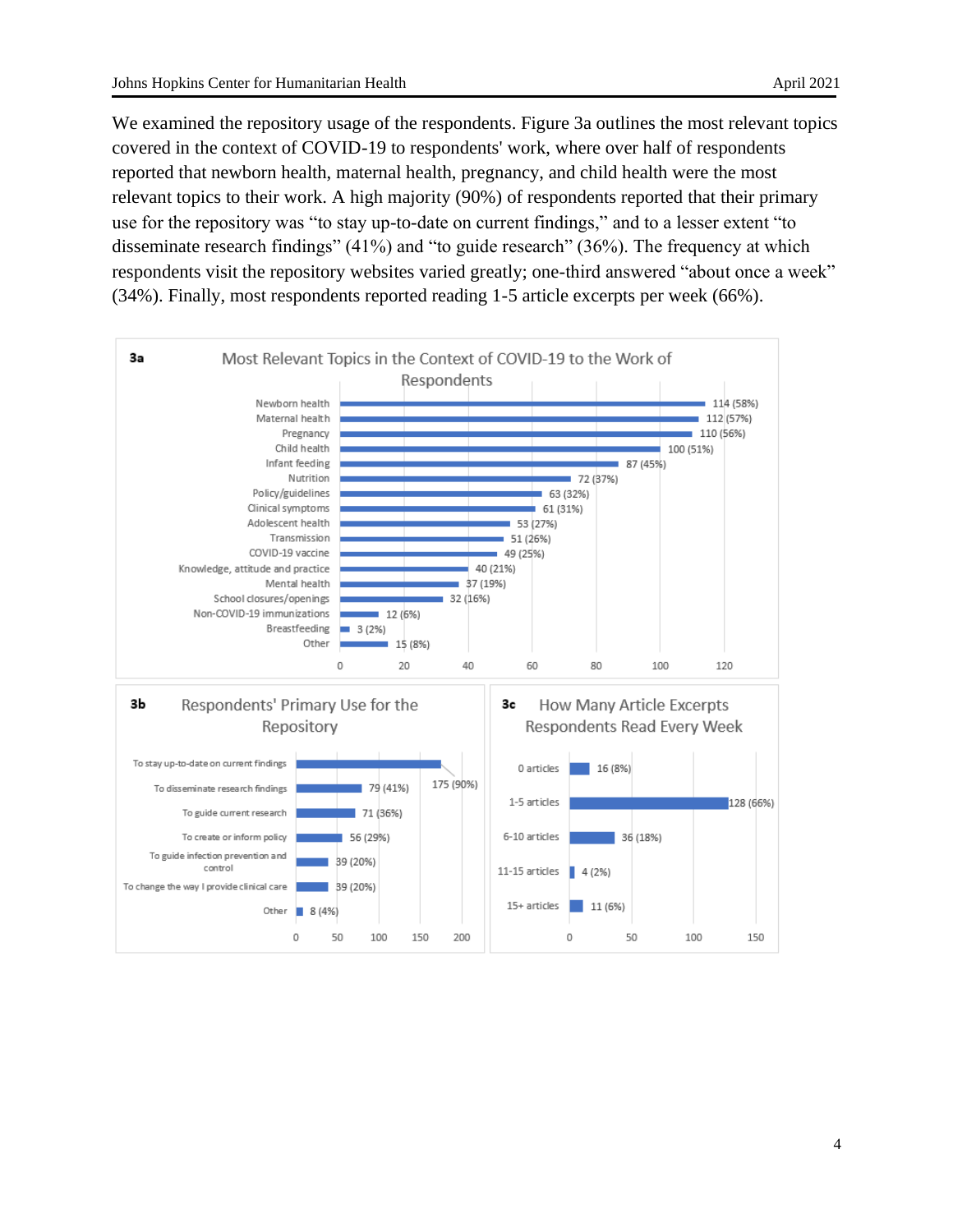We examined the repository usage of the respondents. Figure 3a outlines the most relevant topics covered in the context of COVID-19 to respondents' work, where over half of respondents reported that newborn health, maternal health, pregnancy, and child health were the most relevant topics to their work. A high majority (90%) of respondents reported that their primary use for the repository was "to stay up-to-date on current findings," and to a lesser extent "to disseminate research findings" (41%) and "to guide research" (36%). The frequency at which respondents visit the repository websites varied greatly; one-third answered "about once a week" (34%). Finally, most respondents reported reading 1-5 article excerpts per week (66%).

**3a** Most Relevant Topics in the Context of COVID-19 to the Work of Respondents

| Topic | Respondents |
|---|---|
| Newborn health | 114 (58%) |
| Maternal health | 112 (57%) |
| Pregnancy | 110 (56%) |
| Child health | 100 (51%) |
| Infant feeding | 87 (45%) |
| Nutrition | 72 (37%) |
| Policy/guidelines | 63 (32%) |
| Clinical symptoms | 61 (31%) |
| Adolescent health | 53 (27%) |
| Transmission | 51 (26%) |
| COVID-19 vaccine | 49 (25%) |
| Knowledge, attitude and practice | 40 (21%) |
| Mental health | 37 (19%) |
| School closures/openings | 32 (16%) |
| Non-COVID-19 immunizations | 12 (6%) |
| Breastfeeding | 3 (2%) |
| Other | 15 (8%) |

**3b** Respondents' Primary Use for the Repository

| Use | Respondents |
|---|---|
| To stay up-to-date on current findings | 175 (90%) |
| To disseminate research findings | 79 (41%) |
| To guide current research | 71 (36%) |
| To create or inform policy | 56 (29%) |
| To guide infection prevention and control | 39 (20%) |
| To change the way I provide clinical care | 39 (20%) |
| Other | 8 (4%) |

**3c** How Many Article Excerpts Respondents Read Every Week

| Articles | Respondents |
|---|---|
| 0 articles | 16 (8%) |
| 1-5 articles | 128 (66%) |
| 6-10 articles | 36 (18%) |
| 11-15 articles | 4 (2%) |
| 15+ articles | 11 (6%) |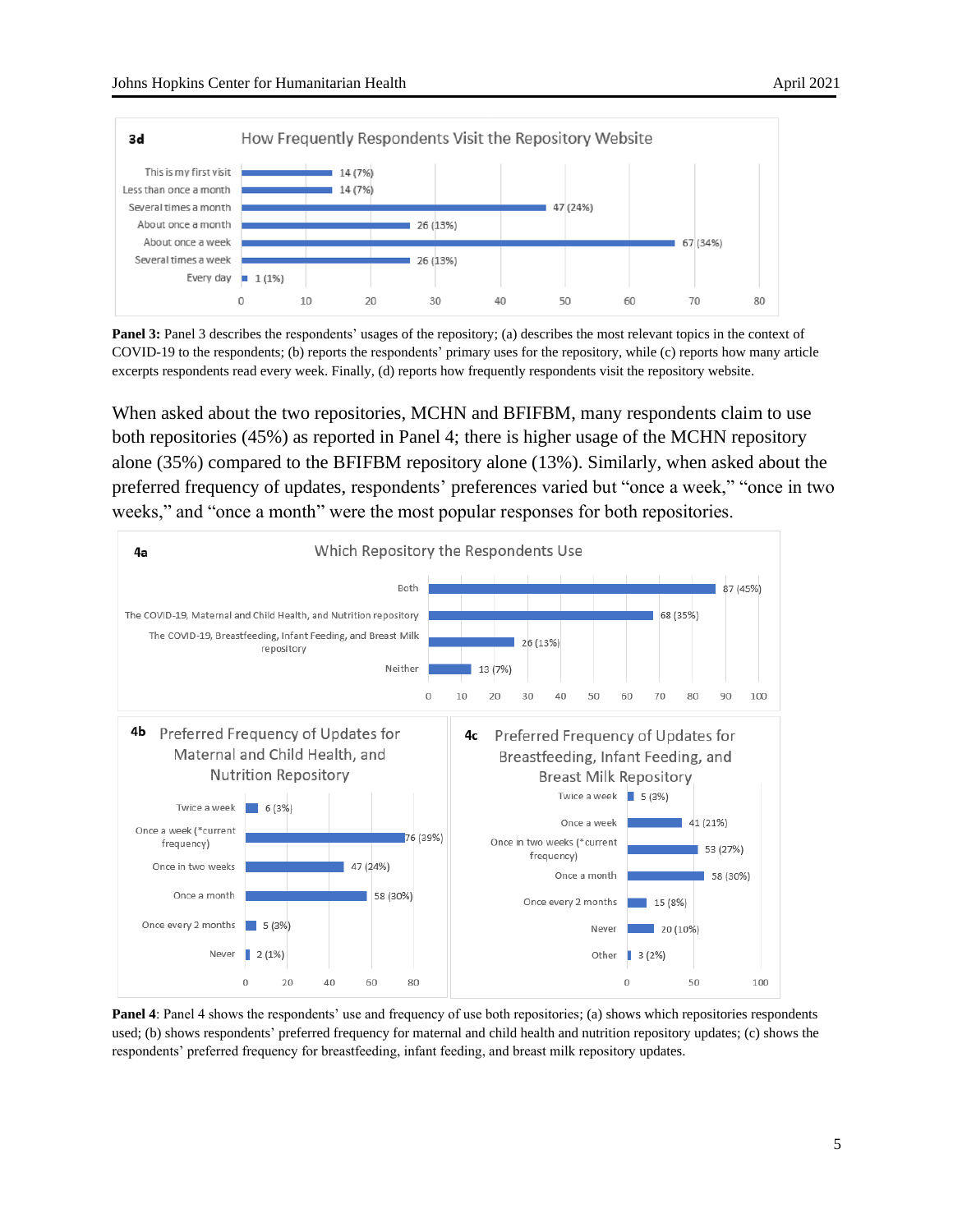**3d** How Frequently Respondents Visit the Repository Website

| Response | Count (%) |
|---|---|
| This is my first visit | 14 (7%) |
| Less than once a month | 14 (7%) |
| Several times a month | 47 (24%) |
| About once a month | 26 (13%) |
| About once a week | 67 (34%) |
| Several times a week | 26 (13%) |
| Every day | 1 (1%) |

**Panel 3:** Panel 3 describes the respondents' usages of the repository; (a) describes the most relevant topics in the context of COVID-19 to the respondents; (b) reports the respondents' primary uses for the repository, while (c) reports how many article excerpts respondents read every week. Finally, (d) reports how frequently respondents visit the repository website.

When asked about the two repositories, MCHN and BFIFBM, many respondents claim to use both repositories (45%) as reported in Panel 4; there is higher usage of the MCHN repository alone (35%) compared to the BFIFBM repository alone (13%). Similarly, when asked about the preferred frequency of updates, respondents' preferences varied but "once a week," "once in two weeks," and "once a month" were the most popular responses for both repositories.

**4a** Which Repository the Respondents Use

| Response | Count (%) |
|---|---|
| Both | 87 (45%) |
| The COVID-19, Maternal and Child Health, and Nutrition repository | 68 (35%) |
| The COVID-19, Breastfeeding, Infant Feeding, and Breast Milk repository | 26 (13%) |
| Neither | 13 (7%) |

**4b** Preferred Frequency of Updates for Maternal and Child Health, and Nutrition Repository

| Response | Count (%) |
|---|---|
| Twice a week | 6 (3%) |
| Once a week (*current frequency) | 76 (39%) |
| Once in two weeks | 47 (24%) |
| Once a month | 58 (30%) |
| Once every 2 months | 5 (3%) |
| Never | 2 (1%) |

**4c** Preferred Frequency of Updates for Breastfeeding, Infant Feeding, and Breast Milk Repository

| Response | Count (%) |
|---|---|
| Twice a week | 5 (3%) |
| Once a week | 41 (21%) |
| Once in two weeks (*current frequency) | 53 (27%) |
| Once a month | 58 (30%) |
| Once every 2 months | 15 (8%) |
| Never | 20 (10%) |
| Other | 3 (2%) |

**Panel 4**: Panel 4 shows the respondents' use and frequency of use both repositories; (a) shows which repositories respondents used; (b) shows respondents' preferred frequency for maternal and child health and nutrition repository updates; (c) shows the respondents' preferred frequency for breastfeeding, infant feeding, and breast milk repository updates.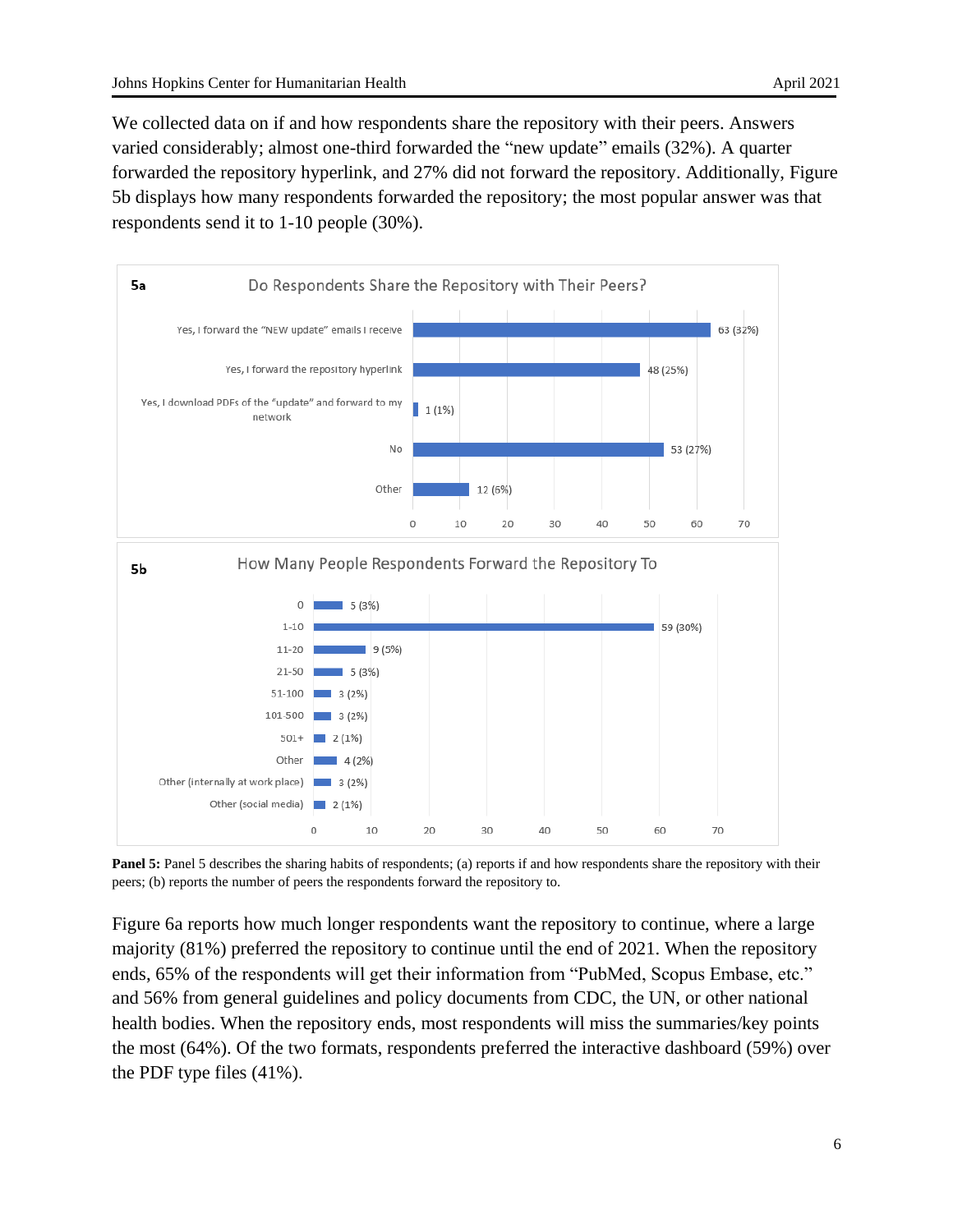We collected data on if and how respondents share the repository with their peers. Answers varied considerably; almost one-third forwarded the "new update" emails (32%). A quarter forwarded the repository hyperlink, and 27% did not forward the repository. Additionally, Figure 5b displays how many respondents forwarded the repository; the most popular answer was that respondents send it to 1-10 people (30%).

**5a** Do Respondents Share the Repository with Their Peers?

| Response | Count (%) |
| --- | --- |
| Yes, I forward the "NEW update" emails I receive | 63 (32%) |
| Yes, I forward the repository hyperlink | 48 (25%) |
| Yes, I download PDFs of the "update" and forward to my network | 1 (1%) |
| No | 53 (27%) |
| Other | 12 (6%) |

**5b** How Many People Respondents Forward the Repository To

| Number of people | Count (%) |
| --- | --- |
| 0 | 5 (3%) |
| 1-10 | 59 (30%) |
| 11-20 | 9 (5%) |
| 21-50 | 5 (3%) |
| 51-100 | 3 (2%) |
| 101-500 | 3 (2%) |
| 501+ | 2 (1%) |
| Other | 4 (2%) |
| Other (internally at work place) | 3 (2%) |
| Other (social media) | 2 (1%) |

**Panel 5:** Panel 5 describes the sharing habits of respondents; (a) reports if and how respondents share the repository with their peers; (b) reports the number of peers the respondents forward the repository to.

Figure 6a reports how much longer respondents want the repository to continue, where a large majority (81%) preferred the repository to continue until the end of 2021. When the repository ends, 65% of the respondents will get their information from "PubMed, Scopus Embase, etc." and 56% from general guidelines and policy documents from CDC, the UN, or other national health bodies. When the repository ends, most respondents will miss the summaries/key points the most (64%). Of the two formats, respondents preferred the interactive dashboard (59%) over the PDF type files (41%).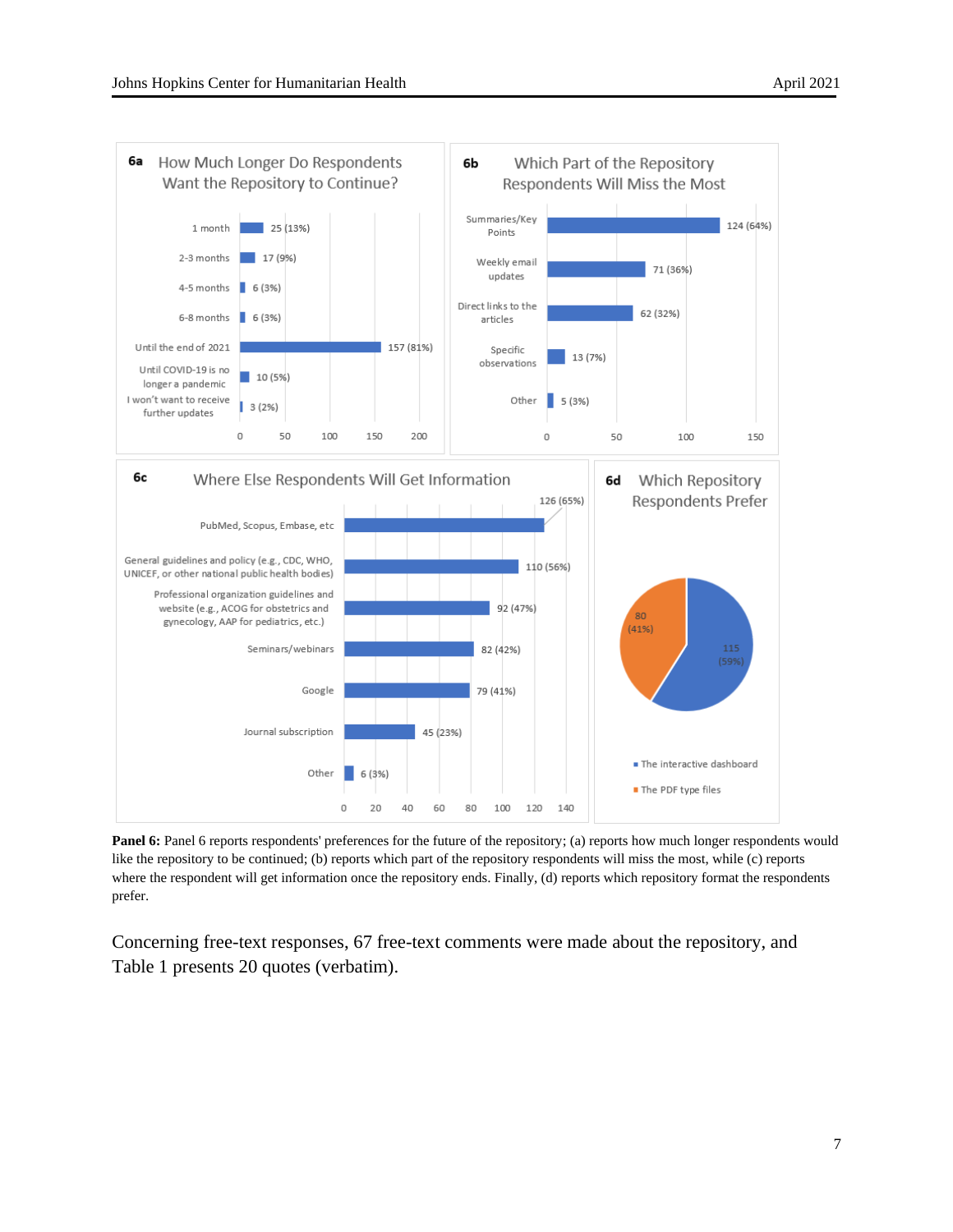**6a** How Much Longer Do Respondents Want the Repository to Continue?

| Response | Count (%) |
|---|---|
| 1 month | 25 (13%) |
| 2-3 months | 17 (9%) |
| 4-5 months | 6 (3%) |
| 6-8 months | 6 (3%) |
| Until the end of 2021 | 157 (81%) |
| Until COVID-19 is no longer a pandemic | 10 (5%) |
| I won't want to receive further updates | 3 (2%) |

**6b** Which Part of the Repository Respondents Will Miss the Most

| Response | Count (%) |
|---|---|
| Summaries/Key Points | 124 (64%) |
| Weekly email updates | 71 (36%) |
| Direct links to the articles | 62 (32%) |
| Specific observations | 13 (7%) |
| Other | 5 (3%) |

**6c** Where Else Respondents Will Get Information

| Response | Count (%) |
|---|---|
| PubMed, Scopus, Embase, etc | 126 (65%) |
| General guidelines and policy (e.g., CDC, WHO, UNICEF, or other national public health bodies) | 110 (56%) |
| Professional organization guidelines and website (e.g., ACOG for obstetrics and gynecology, AAP for pediatrics, etc.) | 92 (47%) |
| Seminars/webinars | 82 (42%) |
| Google | 79 (41%) |
| Journal subscription | 45 (23%) |
| Other | 6 (3%) |

**6d** Which Repository Respondents Prefer

| Response | Count (%) |
|---|---|
| The interactive dashboard | 115 (59%) |
| The PDF type files | 80 (41%) |

**Panel 6:** Panel 6 reports respondents' preferences for the future of the repository; (a) reports how much longer respondents would like the repository to be continued; (b) reports which part of the repository respondents will miss the most, while (c) reports where the respondent will get information once the repository ends. Finally, (d) reports which repository format the respondents prefer.

Concerning free-text responses, 67 free-text comments were made about the repository, and Table 1 presents 20 quotes (verbatim).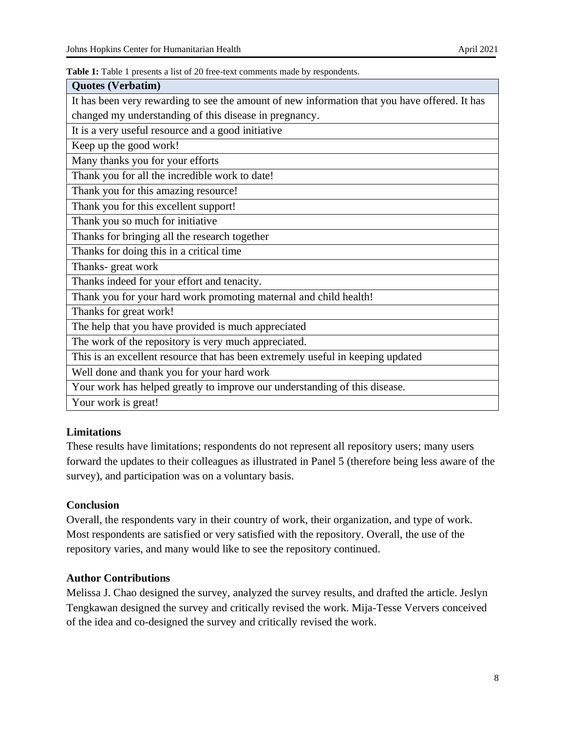**Table 1:** Table 1 presents a list of 20 free-text comments made by respondents.

| Quotes (Verbatim) |
|---|
| It has been very rewarding to see the amount of new information that you have offered. It has changed my understanding of this disease in pregnancy. |
| It is a very useful resource and a good initiative |
| Keep up the good work! |
| Many thanks you for your efforts |
| Thank you for all the incredible work to date! |
| Thank you for this amazing resource! |
| Thank you for this excellent support! |
| Thank you so much for initiative |
| Thanks for bringing all the research together |
| Thanks for doing this in a critical time |
| Thanks- great work |
| Thanks indeed for your effort and tenacity. |
| Thank you for your hard work promoting maternal and child health! |
| Thanks for great work! |
| The help that you have provided is much appreciated |
| The work of the repository is very much appreciated. |
| This is an excellent resource that has been extremely useful in keeping updated |
| Well done and thank you for your hard work |
| Your work has helped greatly to improve our understanding of this disease. |
| Your work is great! |

### Limitations

These results have limitations; respondents do not represent all repository users; many users forward the updates to their colleagues as illustrated in Panel 5 (therefore being less aware of the survey), and participation was on a voluntary basis.

### Conclusion

Overall, the respondents vary in their country of work, their organization, and type of work. Most respondents are satisfied or very satisfied with the repository. Overall, the use of the repository varies, and many would like to see the repository continued.

### Author Contributions

Melissa J. Chao designed the survey, analyzed the survey results, and drafted the article. Jeslyn Tengkawan designed the survey and critically revised the work. Mija-Tesse Ververs conceived of the idea and co-designed the survey and critically revised the work.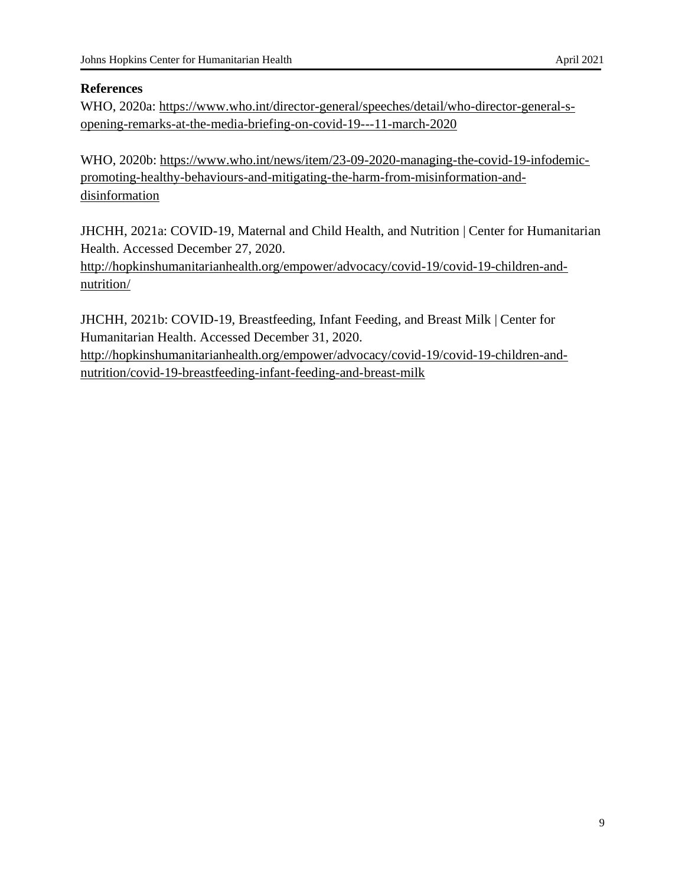**References**

WHO, 2020a: https://www.who.int/director-general/speeches/detail/who-director-general-s-opening-remarks-at-the-media-briefing-on-covid-19---11-march-2020

WHO, 2020b: https://www.who.int/news/item/23-09-2020-managing-the-covid-19-infodemic-promoting-healthy-behaviours-and-mitigating-the-harm-from-misinformation-and-disinformation

JHCHH, 2021a: COVID-19, Maternal and Child Health, and Nutrition | Center for Humanitarian Health. Accessed December 27, 2020. http://hopkinshumanitarianhealth.org/empower/advocacy/covid-19/covid-19-children-and-nutrition/

JHCHH, 2021b: COVID-19, Breastfeeding, Infant Feeding, and Breast Milk | Center for Humanitarian Health. Accessed December 31, 2020. http://hopkinshumanitarianhealth.org/empower/advocacy/covid-19/covid-19-children-and-nutrition/covid-19-breastfeeding-infant-feeding-and-breast-milk